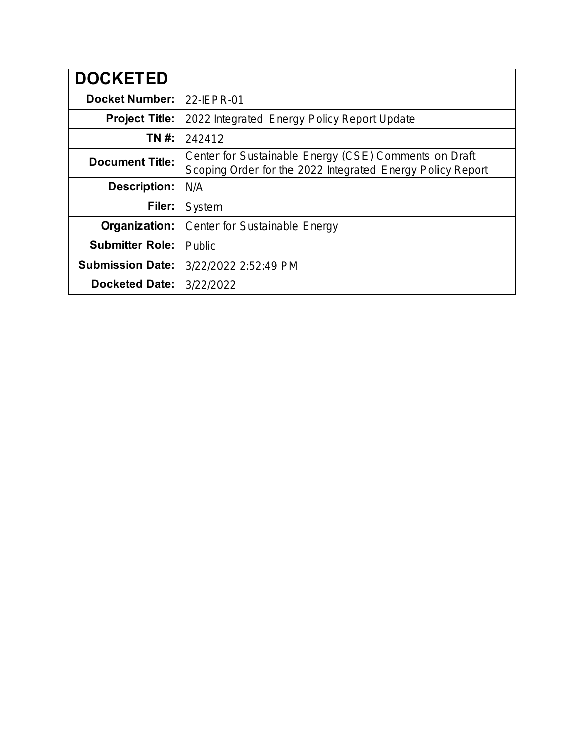| DOCKETED | |
|---|---|
| **Docket Number:** | 22-IEPR-01 |
| **Project Title:** | 2022 Integrated Energy Policy Report Update |
| **TN #:** | 242412 |
| **Document Title:** | Center for Sustainable Energy (CSE) Comments on Draft Scoping Order for the 2022 Integrated Energy Policy Report |
| **Description:** | N/A |
| **Filer:** | System |
| **Organization:** | Center for Sustainable Energy |
| **Submitter Role:** | Public |
| **Submission Date:** | 3/22/2022 2:52:49 PM |
| **Docketed Date:** | 3/22/2022 |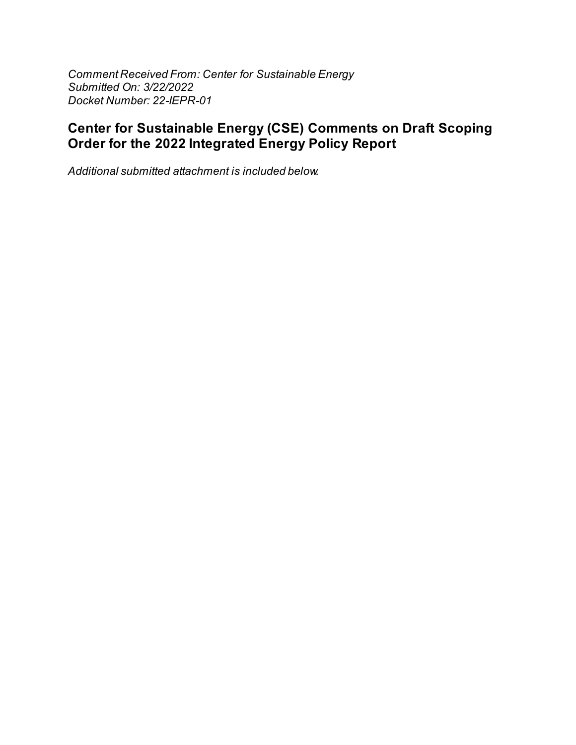*Comment Received From: Center for Sustainable Energy*
*Submitted On: 3/22/2022*
*Docket Number: 22-IEPR-01*

## Center for Sustainable Energy (CSE) Comments on Draft Scoping Order for the 2022 Integrated Energy Policy Report

*Additional submitted attachment is included below.*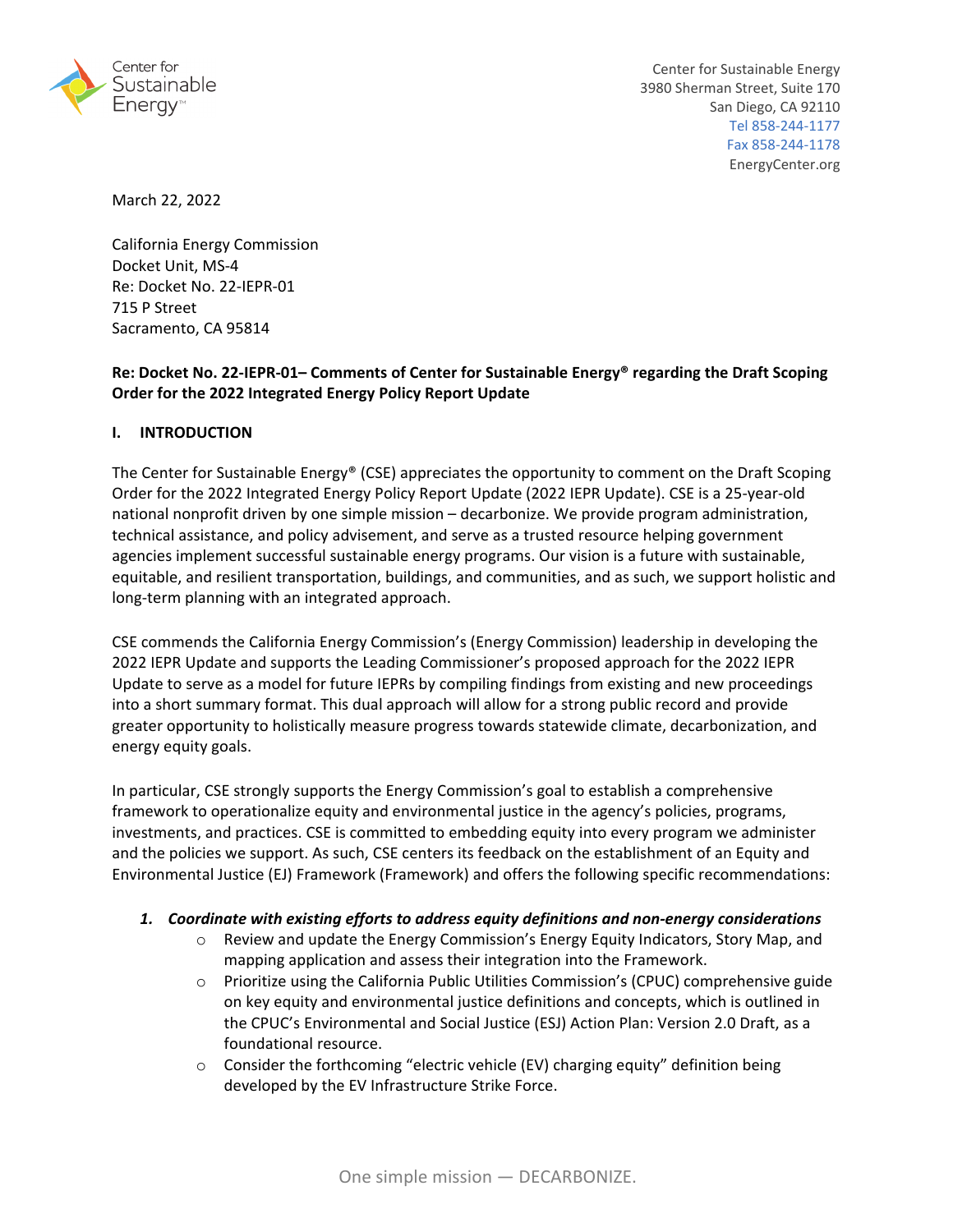Center for Sustainable Energy
3980 Sherman Street, Suite 170
San Diego, CA 92110
Tel 858-244-1177
Fax 858-244-1178
EnergyCenter.org

March 22, 2022

California Energy Commission
Docket Unit, MS-4
Re: Docket No. 22-IEPR-01
715 P Street
Sacramento, CA 95814

**Re: Docket No. 22-IEPR-01– Comments of Center for Sustainable Energy® regarding the Draft Scoping Order for the 2022 Integrated Energy Policy Report Update**

## I. INTRODUCTION

The Center for Sustainable Energy® (CSE) appreciates the opportunity to comment on the Draft Scoping Order for the 2022 Integrated Energy Policy Report Update (2022 IEPR Update). CSE is a 25-year-old national nonprofit driven by one simple mission – decarbonize. We provide program administration, technical assistance, and policy advisement, and serve as a trusted resource helping government agencies implement successful sustainable energy programs. Our vision is a future with sustainable, equitable, and resilient transportation, buildings, and communities, and as such, we support holistic and long-term planning with an integrated approach.

CSE commends the California Energy Commission's (Energy Commission) leadership in developing the 2022 IEPR Update and supports the Leading Commissioner's proposed approach for the 2022 IEPR Update to serve as a model for future IEPRs by compiling findings from existing and new proceedings into a short summary format. This dual approach will allow for a strong public record and provide greater opportunity to holistically measure progress towards statewide climate, decarbonization, and energy equity goals.

In particular, CSE strongly supports the Energy Commission's goal to establish a comprehensive framework to operationalize equity and environmental justice in the agency's policies, programs, investments, and practices. CSE is committed to embedding equity into every program we administer and the policies we support. As such, CSE centers its feedback on the establishment of an Equity and Environmental Justice (EJ) Framework (Framework) and offers the following specific recommendations:

1. ***Coordinate with existing efforts to address equity definitions and non-energy considerations***
   - Review and update the Energy Commission's Energy Equity Indicators, Story Map, and mapping application and assess their integration into the Framework.
   - Prioritize using the California Public Utilities Commission's (CPUC) comprehensive guide on key equity and environmental justice definitions and concepts, which is outlined in the CPUC's Environmental and Social Justice (ESJ) Action Plan: Version 2.0 Draft, as a foundational resource.
   - Consider the forthcoming "electric vehicle (EV) charging equity" definition being developed by the EV Infrastructure Strike Force.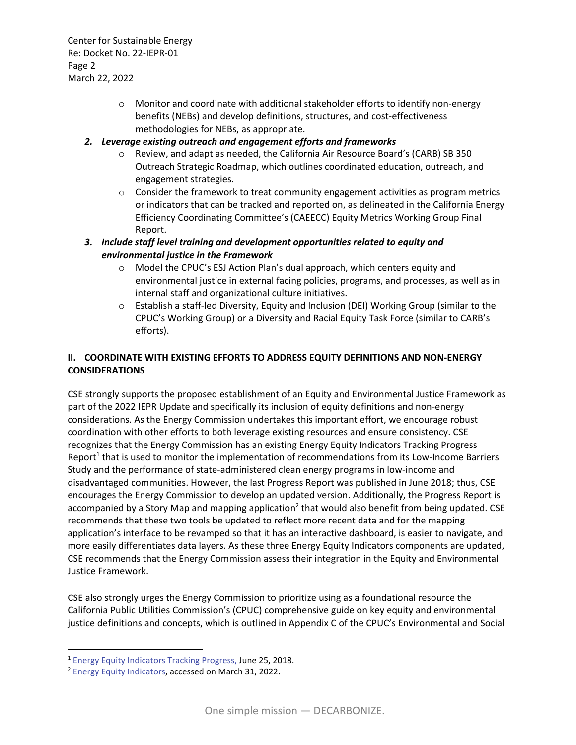- Monitor and coordinate with additional stakeholder efforts to identify non-energy benefits (NEBs) and develop definitions, structures, and cost-effectiveness methodologies for NEBs, as appropriate.

2. ***Leverage existing outreach and engagement efforts and frameworks***
   - Review, and adapt as needed, the California Air Resource Board's (CARB) SB 350 Outreach Strategic Roadmap, which outlines coordinated education, outreach, and engagement strategies.
   - Consider the framework to treat community engagement activities as program metrics or indicators that can be tracked and reported on, as delineated in the California Energy Efficiency Coordinating Committee's (CAEECC) Equity Metrics Working Group Final Report.
3. ***Include staff level training and development opportunities related to equity and environmental justice in the Framework***
   - Model the CPUC's ESJ Action Plan's dual approach, which centers equity and environmental justice in external facing policies, programs, and processes, as well as in internal staff and organizational culture initiatives.
   - Establish a staff-led Diversity, Equity and Inclusion (DEI) Working Group (similar to the CPUC's Working Group) or a Diversity and Racial Equity Task Force (similar to CARB's efforts).

## II. COORDINATE WITH EXISTING EFFORTS TO ADDRESS EQUITY DEFINITIONS AND NON-ENERGY CONSIDERATIONS

CSE strongly supports the proposed establishment of an Equity and Environmental Justice Framework as part of the 2022 IEPR Update and specifically its inclusion of equity definitions and non-energy considerations. As the Energy Commission undertakes this important effort, we encourage robust coordination with other efforts to both leverage existing resources and ensure consistency. CSE recognizes that the Energy Commission has an existing Energy Equity Indicators Tracking Progress Report[1] that is used to monitor the implementation of recommendations from its Low-Income Barriers Study and the performance of state-administered clean energy programs in low-income and disadvantaged communities. However, the last Progress Report was published in June 2018; thus, CSE encourages the Energy Commission to develop an updated version. Additionally, the Progress Report is accompanied by a Story Map and mapping application[2] that would also benefit from being updated. CSE recommends that these two tools be updated to reflect more recent data and for the mapping application's interface to be revamped so that it has an interactive dashboard, is easier to navigate, and more easily differentiates data layers. As these three Energy Equity Indicators components are updated, CSE recommends that the Energy Commission assess their integration in the Equity and Environmental Justice Framework.

CSE also strongly urges the Energy Commission to prioritize using as a foundational resource the California Public Utilities Commission's (CPUC) comprehensive guide on key equity and environmental justice definitions and concepts, which is outlined in Appendix C of the CPUC's Environmental and Social

---

[1] Energy Equity Indicators Tracking Progress, June 25, 2018.

[2] Energy Equity Indicators, accessed on March 31, 2022.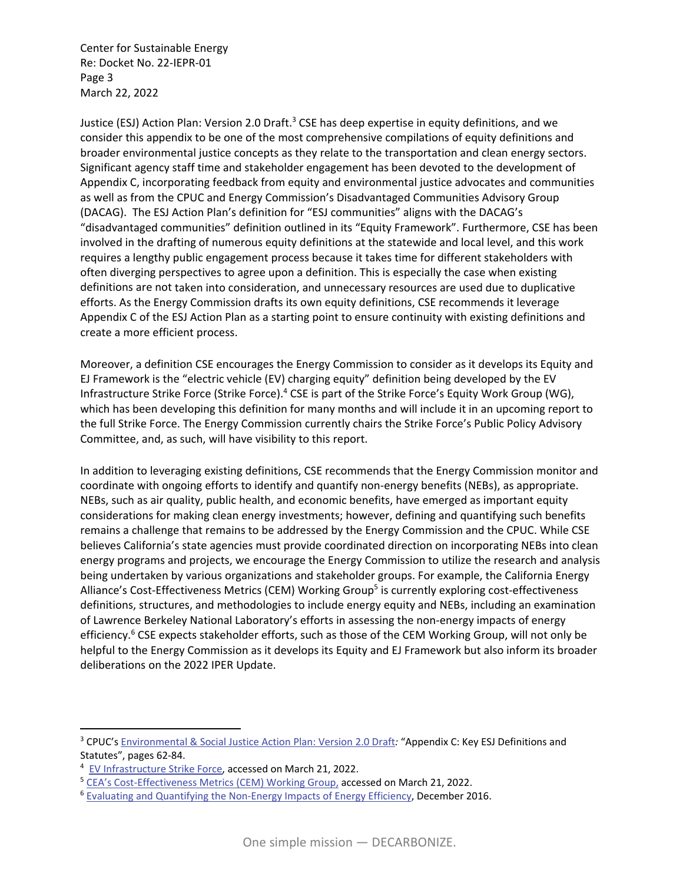Justice (ESJ) Action Plan: Version 2.0 Draft.[3] CSE has deep expertise in equity definitions, and we consider this appendix to be one of the most comprehensive compilations of equity definitions and broader environmental justice concepts as they relate to the transportation and clean energy sectors. Significant agency staff time and stakeholder engagement has been devoted to the development of Appendix C, incorporating feedback from equity and environmental justice advocates and communities as well as from the CPUC and Energy Commission's Disadvantaged Communities Advisory Group (DACAG). The ESJ Action Plan's definition for "ESJ communities" aligns with the DACAG's "disadvantaged communities" definition outlined in its "Equity Framework". Furthermore, CSE has been involved in the drafting of numerous equity definitions at the statewide and local level, and this work requires a lengthy public engagement process because it takes time for different stakeholders with often diverging perspectives to agree upon a definition. This is especially the case when existing definitions are not taken into consideration, and unnecessary resources are used due to duplicative efforts. As the Energy Commission drafts its own equity definitions, CSE recommends it leverage Appendix C of the ESJ Action Plan as a starting point to ensure continuity with existing definitions and create a more efficient process.

Moreover, a definition CSE encourages the Energy Commission to consider as it develops its Equity and EJ Framework is the "electric vehicle (EV) charging equity" definition being developed by the EV Infrastructure Strike Force (Strike Force).[4] CSE is part of the Strike Force's Equity Work Group (WG), which has been developing this definition for many months and will include it in an upcoming report to the full Strike Force. The Energy Commission currently chairs the Strike Force's Public Policy Advisory Committee, and, as such, will have visibility to this report.

In addition to leveraging existing definitions, CSE recommends that the Energy Commission monitor and coordinate with ongoing efforts to identify and quantify non-energy benefits (NEBs), as appropriate. NEBs, such as air quality, public health, and economic benefits, have emerged as important equity considerations for making clean energy investments; however, defining and quantifying such benefits remains a challenge that remains to be addressed by the Energy Commission and the CPUC. While CSE believes California's state agencies must provide coordinated direction on incorporating NEBs into clean energy programs and projects, we encourage the Energy Commission to utilize the research and analysis being undertaken by various organizations and stakeholder groups. For example, the California Energy Alliance's Cost-Effectiveness Metrics (CEM) Working Group[5] is currently exploring cost-effectiveness definitions, structures, and methodologies to include energy equity and NEBs, including an examination of Lawrence Berkeley National Laboratory's efforts in assessing the non-energy impacts of energy efficiency.[6] CSE expects stakeholder efforts, such as those of the CEM Working Group, will not only be helpful to the Energy Commission as it develops its Equity and EJ Framework but also inform its broader deliberations on the 2022 IPER Update.

---

[3] CPUC's Environmental & Social Justice Action Plan: Version 2.0 Draft*:* "Appendix C: Key ESJ Definitions and Statutes", pages 62-84.

[4] EV Infrastructure Strike Force, accessed on March 21, 2022.

[5] CEA's Cost-Effectiveness Metrics (CEM) Working Group, accessed on March 21, 2022.

[6] Evaluating and Quantifying the Non-Energy Impacts of Energy Efficiency, December 2016.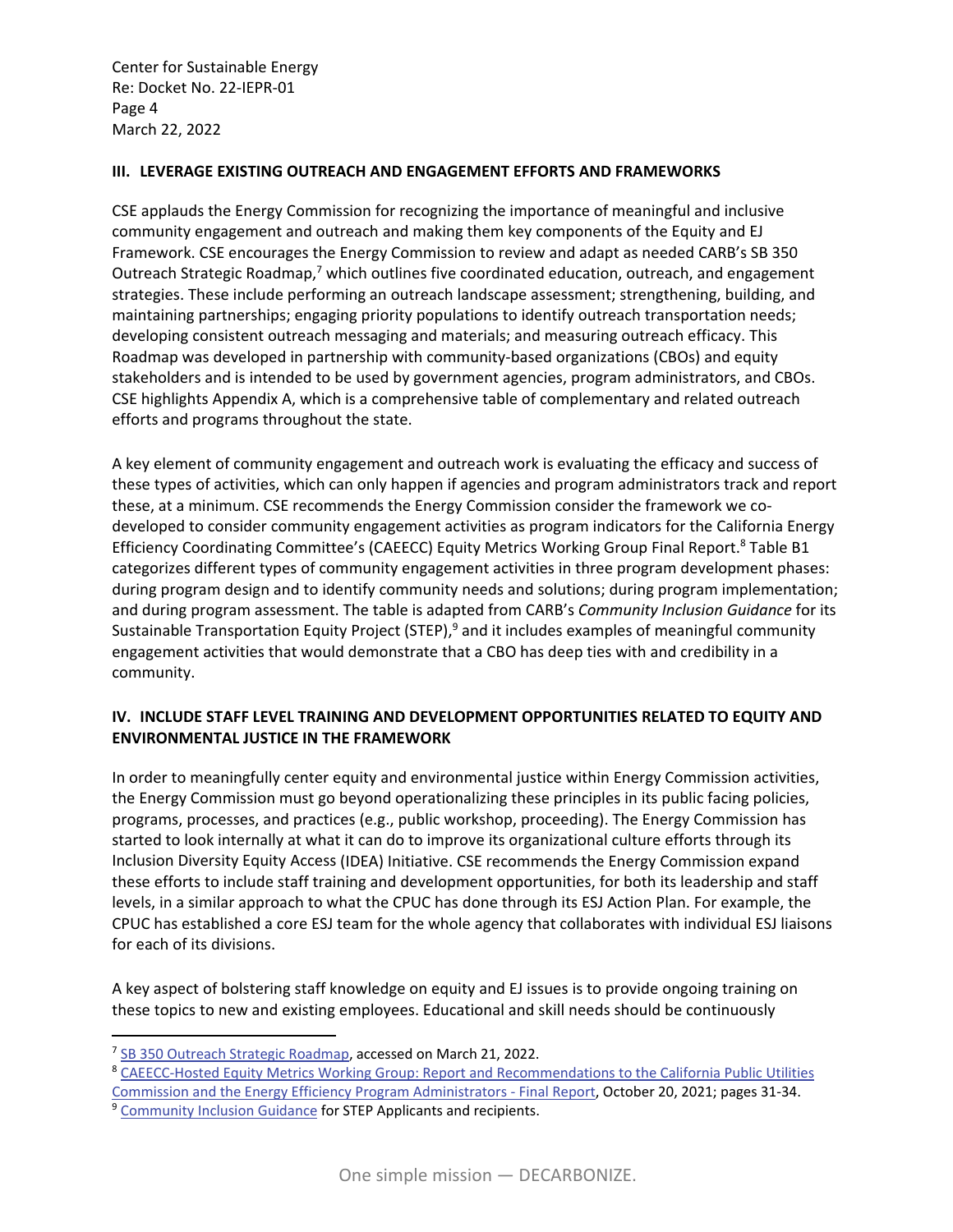## III. LEVERAGE EXISTING OUTREACH AND ENGAGEMENT EFFORTS AND FRAMEWORKS

CSE applauds the Energy Commission for recognizing the importance of meaningful and inclusive community engagement and outreach and making them key components of the Equity and EJ Framework. CSE encourages the Energy Commission to review and adapt as needed CARB's SB 350 Outreach Strategic Roadmap,[7] which outlines five coordinated education, outreach, and engagement strategies. These include performing an outreach landscape assessment; strengthening, building, and maintaining partnerships; engaging priority populations to identify outreach transportation needs; developing consistent outreach messaging and materials; and measuring outreach efficacy. This Roadmap was developed in partnership with community-based organizations (CBOs) and equity stakeholders and is intended to be used by government agencies, program administrators, and CBOs. CSE highlights Appendix A, which is a comprehensive table of complementary and related outreach efforts and programs throughout the state.

A key element of community engagement and outreach work is evaluating the efficacy and success of these types of activities, which can only happen if agencies and program administrators track and report these, at a minimum. CSE recommends the Energy Commission consider the framework we co-developed to consider community engagement activities as program indicators for the California Energy Efficiency Coordinating Committee's (CAEECC) Equity Metrics Working Group Final Report.[8] Table B1 categorizes different types of community engagement activities in three program development phases: during program design and to identify community needs and solutions; during program implementation; and during program assessment. The table is adapted from CARB's *Community Inclusion Guidance* for its Sustainable Transportation Equity Project (STEP),[9] and it includes examples of meaningful community engagement activities that would demonstrate that a CBO has deep ties with and credibility in a community.

## IV. INCLUDE STAFF LEVEL TRAINING AND DEVELOPMENT OPPORTUNITIES RELATED TO EQUITY AND ENVIRONMENTAL JUSTICE IN THE FRAMEWORK

In order to meaningfully center equity and environmental justice within Energy Commission activities, the Energy Commission must go beyond operationalizing these principles in its public facing policies, programs, processes, and practices (e.g., public workshop, proceeding). The Energy Commission has started to look internally at what it can do to improve its organizational culture efforts through its Inclusion Diversity Equity Access (IDEA) Initiative. CSE recommends the Energy Commission expand these efforts to include staff training and development opportunities, for both its leadership and staff levels, in a similar approach to what the CPUC has done through its ESJ Action Plan. For example, the CPUC has established a core ESJ team for the whole agency that collaborates with individual ESJ liaisons for each of its divisions.

A key aspect of bolstering staff knowledge on equity and EJ issues is to provide ongoing training on these topics to new and existing employees. Educational and skill needs should be continuously

---

[7] SB 350 Outreach Strategic Roadmap, accessed on March 21, 2022.

[8] CAEECC-Hosted Equity Metrics Working Group: Report and Recommendations to the California Public Utilities Commission and the Energy Efficiency Program Administrators - Final Report, October 20, 2021; pages 31-34.

[9] Community Inclusion Guidance for STEP Applicants and recipients.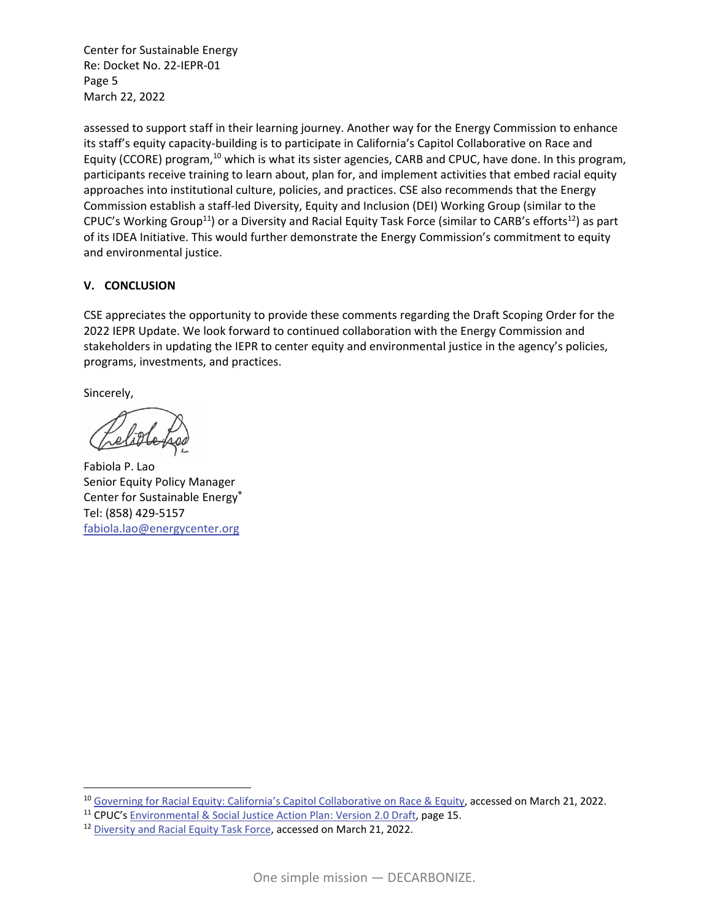assessed to support staff in their learning journey. Another way for the Energy Commission to enhance its staff's equity capacity-building is to participate in California's Capitol Collaborative on Race and Equity (CCORE) program,[10] which is what its sister agencies, CARB and CPUC, have done. In this program, participants receive training to learn about, plan for, and implement activities that embed racial equity approaches into institutional culture, policies, and practices. CSE also recommends that the Energy Commission establish a staff-led Diversity, Equity and Inclusion (DEI) Working Group (similar to the CPUC's Working Group[11]) or a Diversity and Racial Equity Task Force (similar to CARB's efforts[12]) as part of its IDEA Initiative. This would further demonstrate the Energy Commission's commitment to equity and environmental justice.

## V. CONCLUSION

CSE appreciates the opportunity to provide these comments regarding the Draft Scoping Order for the 2022 IEPR Update. We look forward to continued collaboration with the Energy Commission and stakeholders in updating the IEPR to center equity and environmental justice in the agency's policies, programs, investments, and practices.

Sincerely,

Fabiola P. Lao
Senior Equity Policy Manager
Center for Sustainable Energy®
Tel: (858) 429-5157
fabiola.lao@energycenter.org

---

[10] Governing for Racial Equity: California's Capitol Collaborative on Race & Equity, accessed on March 21, 2022.

[11] CPUC's Environmental & Social Justice Action Plan: Version 2.0 Draft, page 15.

[12] Diversity and Racial Equity Task Force, accessed on March 21, 2022.